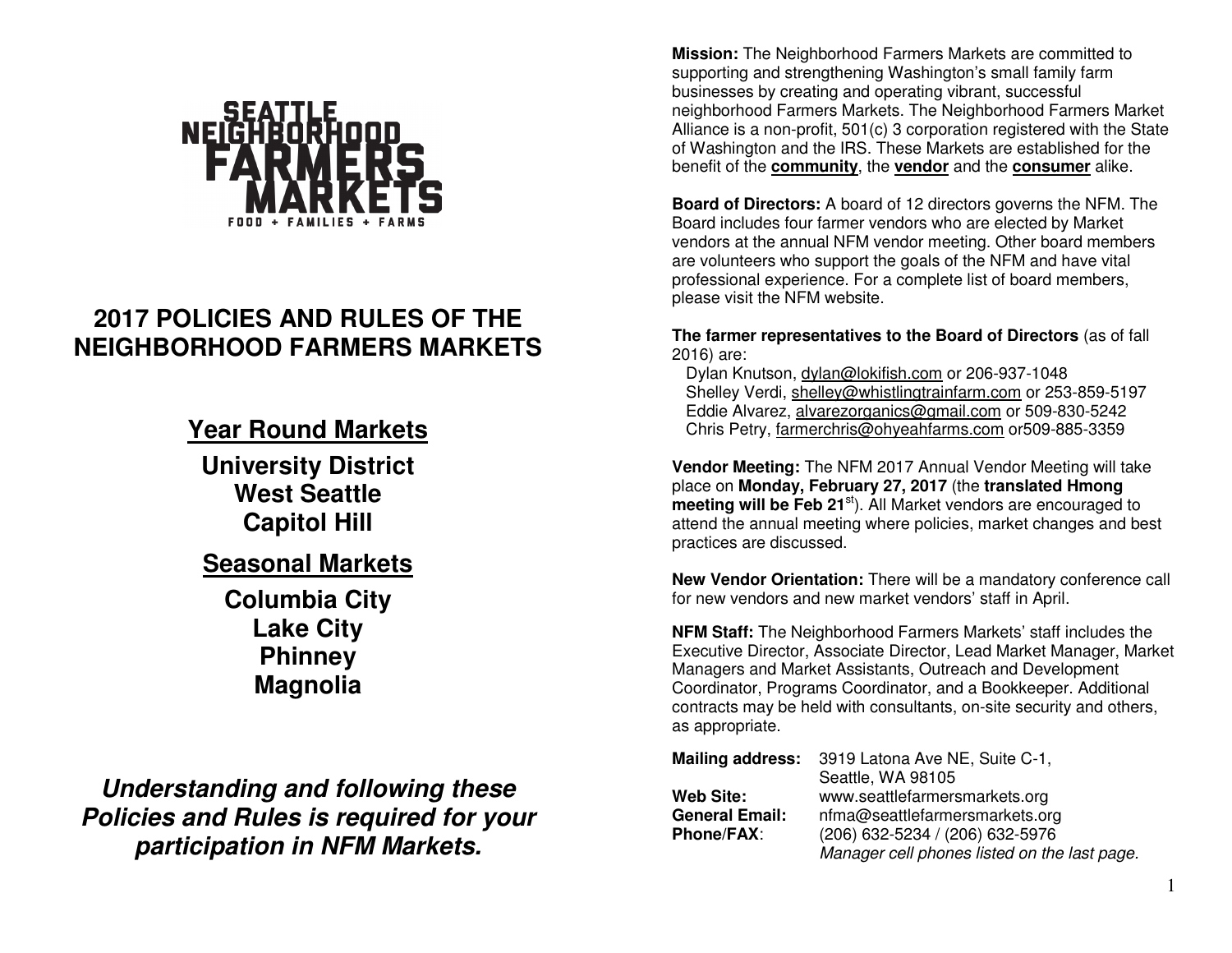SEATTLE NEIGHBORHOOD FARMERS MARKETS

FOOD + FAMILIES + FARMS

# 2017 POLICIES AND RULES OF THE NEIGHBORHOOD FARMERS MARKETS

## Year Round Markets

**University District**
**West Seattle**
**Capitol Hill**

## Seasonal Markets

**Columbia City**
**Lake City**
**Phinney**
**Magnolia**

***Understanding and following these Policies and Rules is required for your participation in NFM Markets.***

**Mission:** The Neighborhood Farmers Markets are committed to supporting and strengthening Washington's small family farm businesses by creating and operating vibrant, successful neighborhood Farmers Markets. The Neighborhood Farmers Market Alliance is a non-profit, 501(c) 3 corporation registered with the State of Washington and the IRS. These Markets are established for the benefit of the **community**, the **vendor** and the **consumer** alike.

**Board of Directors:** A board of 12 directors governs the NFM. The Board includes four farmer vendors who are elected by Market vendors at the annual NFM vendor meeting. Other board members are volunteers who support the goals of the NFM and have vital professional experience. For a complete list of board members, please visit the NFM website.

**The farmer representatives to the Board of Directors** (as of fall 2016) are:

Dylan Knutson, dylan@lokifish.com or 206-937-1048
Shelley Verdi, shelley@whistlingtrainfarm.com or 253-859-5197
Eddie Alvarez, alvarezorganics@gmail.com or 509-830-5242
Chris Petry, farmerchris@ohyeahfarms.com or509-885-3359

**Vendor Meeting:** The NFM 2017 Annual Vendor Meeting will take place on **Monday, February 27, 2017** (the **translated Hmong meeting will be Feb 21st**). All Market vendors are encouraged to attend the annual meeting where policies, market changes and best practices are discussed.

**New Vendor Orientation:** There will be a mandatory conference call for new vendors and new market vendors' staff in April.

**NFM Staff:** The Neighborhood Farmers Markets' staff includes the Executive Director, Associate Director, Lead Market Manager, Market Managers and Market Assistants, Outreach and Development Coordinator, Programs Coordinator, and a Bookkeeper. Additional contracts may be held with consultants, on-site security and others, as appropriate.

**Mailing address:** 3919 Latona Ave NE, Suite C-1, Seattle, WA 98105
**Web Site:** www.seattlefarmersmarkets.org
**General Email:** nfma@seattlefarmersmarkets.org
**Phone/FAX**: (206) 632-5234 / (206) 632-5976
*Manager cell phones listed on the last page.*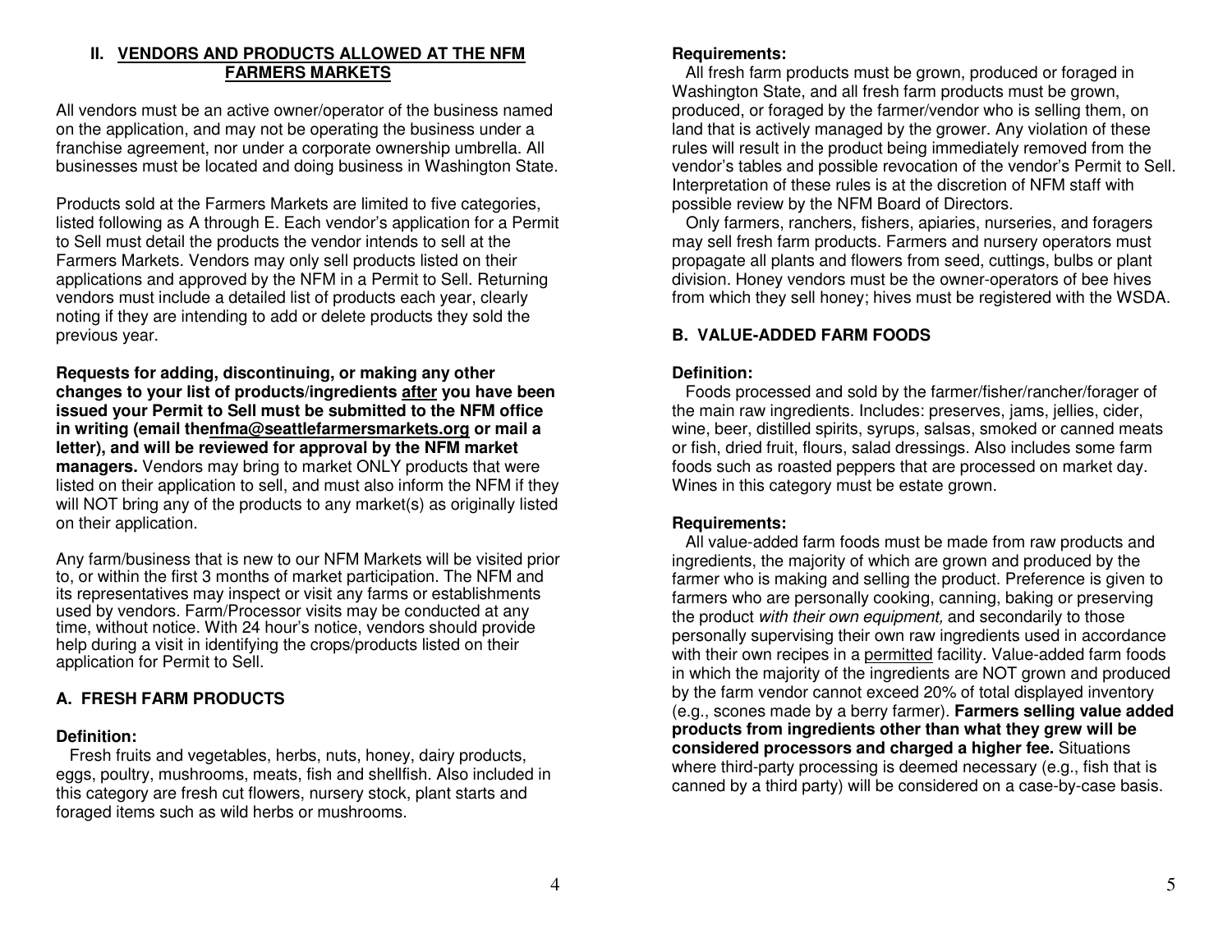## II. VENDORS AND PRODUCTS ALLOWED AT THE NFM FARMERS MARKETS

All vendors must be an active owner/operator of the business named on the application, and may not be operating the business under a franchise agreement, nor under a corporate ownership umbrella. All businesses must be located and doing business in Washington State.

Products sold at the Farmers Markets are limited to five categories, listed following as A through E. Each vendor's application for a Permit to Sell must detail the products the vendor intends to sell at the Farmers Markets. Vendors may only sell products listed on their applications and approved by the NFM in a Permit to Sell. Returning vendors must include a detailed list of products each year, clearly noting if they are intending to add or delete products they sold the previous year.

**Requests for adding, discontinuing, or making any other changes to your list of products/ingredients after you have been issued your Permit to Sell must be submitted to the NFM office in writing (email thenfma@seattlefarmersmarkets.org or mail a letter), and will be reviewed for approval by the NFM market managers.** Vendors may bring to market ONLY products that were listed on their application to sell, and must also inform the NFM if they will NOT bring any of the products to any market(s) as originally listed on their application.

Any farm/business that is new to our NFM Markets will be visited prior to, or within the first 3 months of market participation. The NFM and its representatives may inspect or visit any farms or establishments used by vendors. Farm/Processor visits may be conducted at any time, without notice. With 24 hour's notice, vendors should provide help during a visit in identifying the crops/products listed on their application for Permit to Sell.

### A. FRESH FARM PRODUCTS

**Definition:**

Fresh fruits and vegetables, herbs, nuts, honey, dairy products, eggs, poultry, mushrooms, meats, fish and shellfish. Also included in this category are fresh cut flowers, nursery stock, plant starts and foraged items such as wild herbs or mushrooms.

**Requirements:**

All fresh farm products must be grown, produced or foraged in Washington State, and all fresh farm products must be grown, produced, or foraged by the farmer/vendor who is selling them, on land that is actively managed by the grower. Any violation of these rules will result in the product being immediately removed from the vendor's tables and possible revocation of the vendor's Permit to Sell. Interpretation of these rules is at the discretion of NFM staff with possible review by the NFM Board of Directors.

Only farmers, ranchers, fishers, apiaries, nurseries, and foragers may sell fresh farm products. Farmers and nursery operators must propagate all plants and flowers from seed, cuttings, bulbs or plant division. Honey vendors must be the owner-operators of bee hives from which they sell honey; hives must be registered with the WSDA.

### B. VALUE-ADDED FARM FOODS

**Definition:**

Foods processed and sold by the farmer/fisher/rancher/forager of the main raw ingredients. Includes: preserves, jams, jellies, cider, wine, beer, distilled spirits, syrups, salsas, smoked or canned meats or fish, dried fruit, flours, salad dressings. Also includes some farm foods such as roasted peppers that are processed on market day. Wines in this category must be estate grown.

**Requirements:**

All value-added farm foods must be made from raw products and ingredients, the majority of which are grown and produced by the farmer who is making and selling the product. Preference is given to farmers who are personally cooking, canning, baking or preserving the product *with their own equipment,* and secondarily to those personally supervising their own raw ingredients used in accordance with their own recipes in a permitted facility. Value-added farm foods in which the majority of the ingredients are NOT grown and produced by the farm vendor cannot exceed 20% of total displayed inventory (e.g., scones made by a berry farmer). **Farmers selling value added products from ingredients other than what they grew will be considered processors and charged a higher fee.** Situations where third-party processing is deemed necessary (e.g., fish that is canned by a third party) will be considered on a case-by-case basis.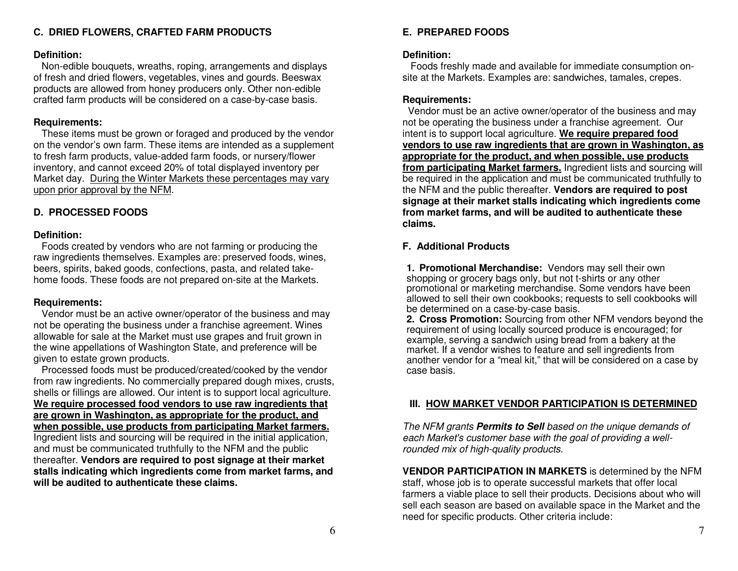## C. DRIED FLOWERS, CRAFTED FARM PRODUCTS

**Definition:**

Non-edible bouquets, wreaths, roping, arrangements and displays of fresh and dried flowers, vegetables, vines and gourds. Beeswax products are allowed from honey producers only. Other non-edible crafted farm products will be considered on a case-by-case basis.

**Requirements:**

These items must be grown or foraged and produced by the vendor on the vendor's own farm. These items are intended as a supplement to fresh farm products, value-added farm foods, or nursery/flower inventory, and cannot exceed 20% of total displayed inventory per Market day. <u>During the Winter Markets these percentages may vary upon prior approval by the NFM</u>.

## D. PROCESSED FOODS

**Definition:**

Foods created by vendors who are not farming or producing the raw ingredients themselves. Examples are: preserved foods, wines, beers, spirits, baked goods, confections, pasta, and related take-home foods. These foods are not prepared on-site at the Markets.

**Requirements:**

Vendor must be an active owner/operator of the business and may not be operating the business under a franchise agreement. Wines allowable for sale at the Market must use grapes and fruit grown in the wine appellations of Washington State, and preference will be given to estate grown products.

Processed foods must be produced/created/cooked by the vendor from raw ingredients. No commercially prepared dough mixes, crusts, shells or fillings are allowed. Our intent is to support local agriculture. **<u>We require processed food vendors to use raw ingredients that are grown in Washington, as appropriate for the product, and when possible, use products from participating Market farmers.</u>** Ingredient lists and sourcing will be required in the initial application, and must be communicated truthfully to the NFM and the public thereafter. **Vendors are required to post signage at their market stalls indicating which ingredients come from market farms, and will be audited to authenticate these claims.**

## E. PREPARED FOODS

**Definition:**

Foods freshly made and available for immediate consumption on-site at the Markets. Examples are: sandwiches, tamales, crepes.

**Requirements:**

Vendor must be an active owner/operator of the business and may not be operating the business under a franchise agreement. Our intent is to support local agriculture. **<u>We require prepared food vendors to use raw ingredients that are grown in Washington, as appropriate for the product, and when possible, use products from participating Market farmers.</u>** Ingredient lists and sourcing will be required in the application and must be communicated truthfully to the NFM and the public thereafter. **Vendors are required to post signage at their market stalls indicating which ingredients come from market farms, and will be audited to authenticate these claims.**

## F. Additional Products

1. **Promotional Merchandise:** Vendors may sell their own shopping or grocery bags only, but not t-shirts or any other promotional or marketing merchandise. Some vendors have been allowed to sell their own cookbooks; requests to sell cookbooks will be determined on a case-by-case basis.
2. **Cross Promotion:** Sourcing from other NFM vendors beyond the requirement of using locally sourced produce is encouraged; for example, serving a sandwich using bread from a bakery at the market. If a vendor wishes to feature and sell ingredients from another vendor for a "meal kit," that will be considered on a case by case basis.

# III. <u>HOW MARKET VENDOR PARTICIPATION IS DETERMINED</u>

*The NFM grants **Permits to Sell** based on the unique demands of each Market's customer base with the goal of providing a well-rounded mix of high-quality products.*

**VENDOR PARTICIPATION IN MARKETS** is determined by the NFM staff, whose job is to operate successful markets that offer local farmers a viable place to sell their products. Decisions about who will sell each season are based on available space in the Market and the need for specific products. Other criteria include: